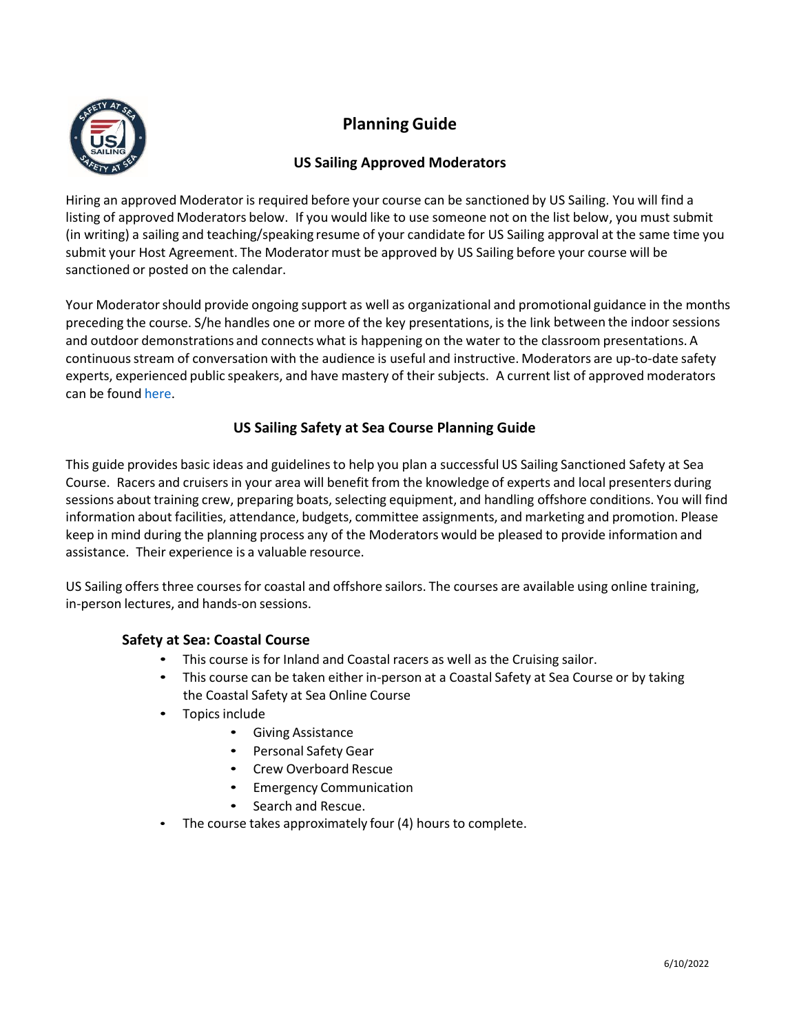# Planning Guide

## US Sailing Approved Moderators

Hiring an approved Moderator is required before your course can be sanctioned by US Sailing. You will find a listing of approved Moderators below. If you would like to use someone not on the list below, you must submit (in writing) a sailing and teaching/speaking resume of your candidate for US Sailing approval at the same time you submit your Host Agreement. The Moderator must be approved by US Sailing before your course will be sanctioned or posted on the calendar.

Your Moderator should provide ongoing support as well as organizational and promotional guidance in the months preceding the course. S/he handles one or more of the key presentations, is the link between the indoor sessions and outdoor demonstrations and connects what is happening on the water to the classroom presentations. A continuous stream of conversation with the audience is useful and instructive. Moderators are up-to-date safety experts, experienced public speakers, and have mastery of their subjects. A current list of approved moderators can be found here.

## US Sailing Safety at Sea Course Planning Guide

This guide provides basic ideas and guidelines to help you plan a successful US Sailing Sanctioned Safety at Sea Course. Racers and cruisers in your area will benefit from the knowledge of experts and local presenters during sessions about training crew, preparing boats, selecting equipment, and handling offshore conditions. You will find information about facilities, attendance, budgets, committee assignments, and marketing and promotion. Please keep in mind during the planning process any of the Moderators would be pleased to provide information and assistance. Their experience is a valuable resource.

US Sailing offers three courses for coastal and offshore sailors. The courses are available using online training, in-person lectures, and hands-on sessions.

### Safety at Sea: Coastal Course

- This course is for Inland and Coastal racers as well as the Cruising sailor.
- This course can be taken either in-person at a Coastal Safety at Sea Course or by taking the Coastal Safety at Sea Online Course
- Topics include
  - Giving Assistance
  - Personal Safety Gear
  - Crew Overboard Rescue
  - Emergency Communication
  - Search and Rescue.
- The course takes approximately four (4) hours to complete.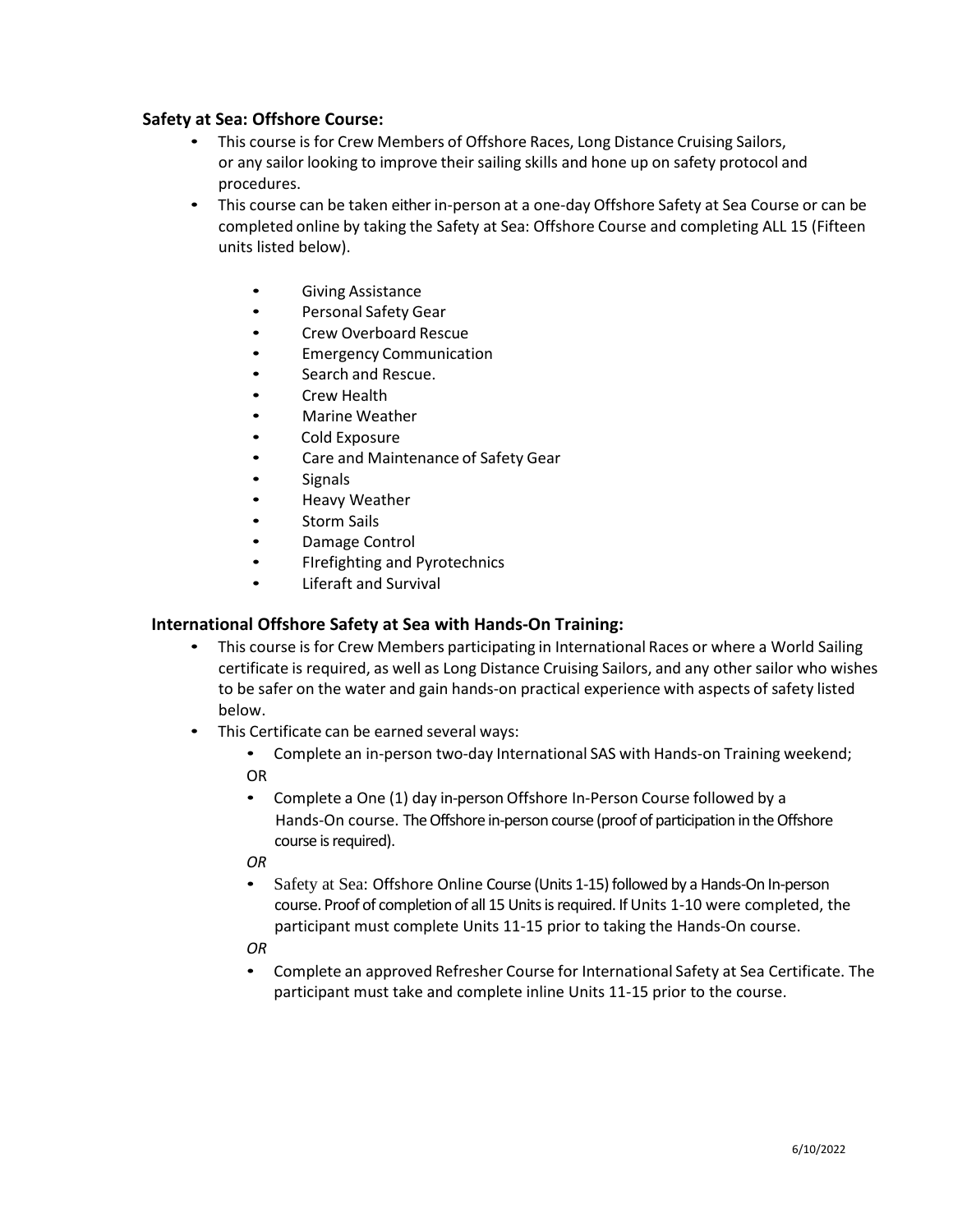**Safety at Sea: Offshore Course:**

- This course is for Crew Members of Offshore Races, Long Distance Cruising Sailors, or any sailor looking to improve their sailing skills and hone up on safety protocol and procedures.
- This course can be taken either in-person at a one-day Offshore Safety at Sea Course or can be completed online by taking the Safety at Sea: Offshore Course and completing ALL 15 (Fifteen units listed below).
  - Giving Assistance
  - Personal Safety Gear
  - Crew Overboard Rescue
  - Emergency Communication
  - Search and Rescue.
  - Crew Health
  - Marine Weather
  - Cold Exposure
  - Care and Maintenance of Safety Gear
  - Signals
  - Heavy Weather
  - Storm Sails
  - Damage Control
  - FIrefighting and Pyrotechnics
  - Liferaft and Survival

**International Offshore Safety at Sea with Hands-On Training:**

- This course is for Crew Members participating in International Races or where a World Sailing certificate is required, as well as Long Distance Cruising Sailors, and any other sailor who wishes to be safer on the water and gain hands-on practical experience with aspects of safety listed below.
- This Certificate can be earned several ways:
  - Complete an in-person two-day International SAS with Hands-on Training weekend;

    OR
  - Complete a One (1) day in-person Offshore In-Person Course followed by a Hands-On course. The Offshore in-person course (proof of participation in the Offshore course is required).

    *OR*
  - Safety at Sea: Offshore Online Course (Units 1-15) followed by a Hands-On In-person course. Proof of completion of all 15 Units is required. If Units 1-10 were completed, the participant must complete Units 11-15 prior to taking the Hands-On course.

    *OR*
  - Complete an approved Refresher Course for International Safety at Sea Certificate. The participant must take and complete inline Units 11-15 prior to the course.

6/10/2022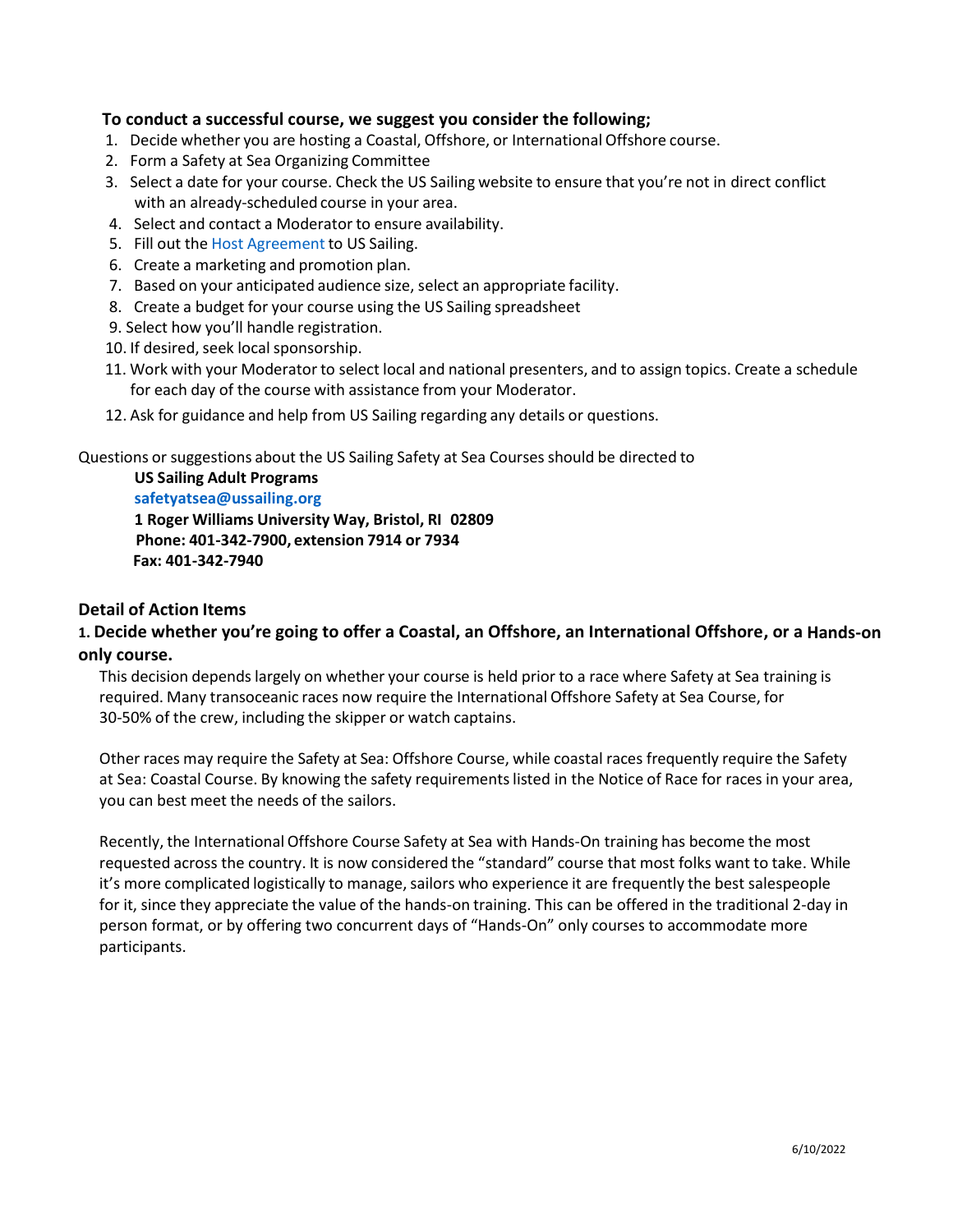**To conduct a successful course, we suggest you consider the following;**

1. Decide whether you are hosting a Coastal, Offshore, or International Offshore course.
2. Form a Safety at Sea Organizing Committee
3. Select a date for your course. Check the US Sailing website to ensure that you're not in direct conflict with an already-scheduled course in your area.
4. Select and contact a Moderator to ensure availability.
5. Fill out the Host Agreement to US Sailing.
6. Create a marketing and promotion plan.
7. Based on your anticipated audience size, select an appropriate facility.
8. Create a budget for your course using the US Sailing spreadsheet
9. Select how you'll handle registration.
10. If desired, seek local sponsorship.
11. Work with your Moderator to select local and national presenters, and to assign topics. Create a schedule for each day of the course with assistance from your Moderator.
12. Ask for guidance and help from US Sailing regarding any details or questions.

Questions or suggestions about the US Sailing Safety at Sea Courses should be directed to

**US Sailing Adult Programs**
**safetyatsea@ussailing.org**
**1 Roger Williams University Way, Bristol, RI 02809**
**Phone: 401-342-7900, extension 7914 or 7934**
**Fax: 401-342-7940**

## Detail of Action Items

### 1. Decide whether you're going to offer a Coastal, an Offshore, an International Offshore, or a Hands-on only course.

This decision depends largely on whether your course is held prior to a race where Safety at Sea training is required. Many transoceanic races now require the International Offshore Safety at Sea Course, for 30-50% of the crew, including the skipper or watch captains.

Other races may require the Safety at Sea: Offshore Course, while coastal races frequently require the Safety at Sea: Coastal Course. By knowing the safety requirements listed in the Notice of Race for races in your area, you can best meet the needs of the sailors.

Recently, the International Offshore Course Safety at Sea with Hands-On training has become the most requested across the country. It is now considered the "standard" course that most folks want to take. While it's more complicated logistically to manage, sailors who experience it are frequently the best salespeople for it, since they appreciate the value of the hands-on training. This can be offered in the traditional 2-day in person format, or by offering two concurrent days of "Hands-On" only courses to accommodate more participants.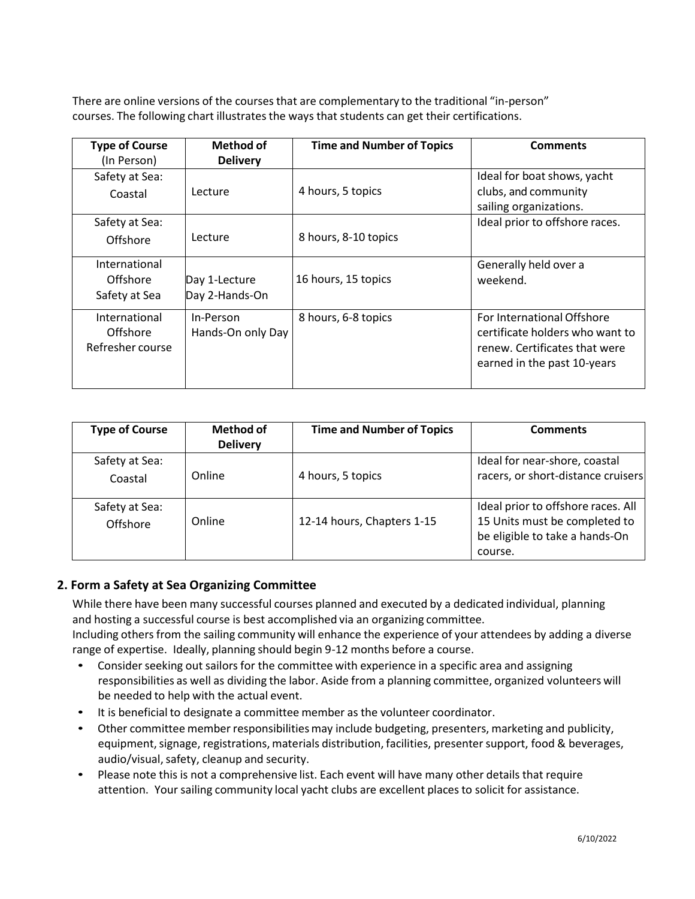There are online versions of the courses that are complementary to the traditional "in-person" courses. The following chart illustrates the ways that students can get their certifications.

| Type of Course (In Person) | Method of Delivery | Time and Number of Topics | Comments |
|---|---|---|---|
| Safety at Sea: Coastal | Lecture | 4 hours, 5 topics | Ideal for boat shows, yacht clubs, and community sailing organizations. |
| Safety at Sea: Offshore | Lecture | 8 hours, 8-10 topics | Ideal prior to offshore races. |
| International Offshore Safety at Sea | Day 1-Lecture Day 2-Hands-On | 16 hours, 15 topics | Generally held over a weekend. |
| International Offshore Refresher course | In-Person Hands-On only Day | 8 hours, 6-8 topics | For International Offshore certificate holders who want to renew. Certificates that were earned in the past 10-years |

| Type of Course | Method of Delivery | Time and Number of Topics | Comments |
|---|---|---|---|
| Safety at Sea: Coastal | Online | 4 hours, 5 topics | Ideal for near-shore, coastal racers, or short-distance cruisers |
| Safety at Sea: Offshore | Online | 12-14 hours, Chapters 1-15 | Ideal prior to offshore races. All 15 Units must be completed to be eligible to take a hands-On course. |

## 2. Form a Safety at Sea Organizing Committee

While there have been many successful courses planned and executed by a dedicated individual, planning and hosting a successful course is best accomplished via an organizing committee.
Including others from the sailing community will enhance the experience of your attendees by adding a diverse range of expertise. Ideally, planning should begin 9-12 months before a course.

- Consider seeking out sailors for the committee with experience in a specific area and assigning responsibilities as well as dividing the labor. Aside from a planning committee, organized volunteers will be needed to help with the actual event.
- It is beneficial to designate a committee member as the volunteer coordinator.
- Other committee member responsibilities may include budgeting, presenters, marketing and publicity, equipment, signage, registrations, materials distribution, facilities, presenter support, food & beverages, audio/visual, safety, cleanup and security.
- Please note this is not a comprehensive list. Each event will have many other details that require attention. Your sailing community local yacht clubs are excellent places to solicit for assistance.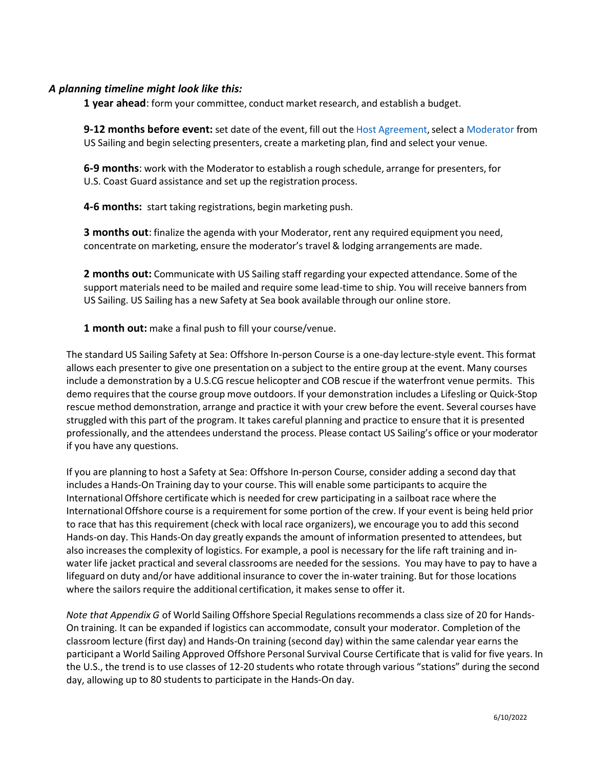*A planning timeline might look like this:*

**1 year ahead**: form your committee, conduct market research, and establish a budget.

**9-12 months before event:** set date of the event, fill out the Host Agreement, select a Moderator from US Sailing and begin selecting presenters, create a marketing plan, find and select your venue.

**6-9 months**: work with the Moderator to establish a rough schedule, arrange for presenters, for U.S. Coast Guard assistance and set up the registration process.

**4-6 months:** start taking registrations, begin marketing push.

**3 months out**: finalize the agenda with your Moderator, rent any required equipment you need, concentrate on marketing, ensure the moderator's travel & lodging arrangements are made.

**2 months out:** Communicate with US Sailing staff regarding your expected attendance. Some of the support materials need to be mailed and require some lead-time to ship. You will receive banners from US Sailing. US Sailing has a new Safety at Sea book available through our online store.

**1 month out:** make a final push to fill your course/venue.

The standard US Sailing Safety at Sea: Offshore In-person Course is a one-day lecture-style event. This format allows each presenter to give one presentation on a subject to the entire group at the event. Many courses include a demonstration by a U.S.CG rescue helicopter and COB rescue if the waterfront venue permits. This demo requires that the course group move outdoors. If your demonstration includes a Lifesling or Quick-Stop rescue method demonstration, arrange and practice it with your crew before the event. Several courses have struggled with this part of the program. It takes careful planning and practice to ensure that it is presented professionally, and the attendees understand the process. Please contact US Sailing's office or your moderator if you have any questions.

If you are planning to host a Safety at Sea: Offshore In-person Course, consider adding a second day that includes a Hands-On Training day to your course. This will enable some participants to acquire the International Offshore certificate which is needed for crew participating in a sailboat race where the International Offshore course is a requirement for some portion of the crew. If your event is being held prior to race that has this requirement (check with local race organizers), we encourage you to add this second Hands-on day. This Hands-On day greatly expands the amount of information presented to attendees, but also increases the complexity of logistics. For example, a pool is necessary for the life raft training and in-water life jacket practical and several classrooms are needed for the sessions. You may have to pay to have a lifeguard on duty and/or have additional insurance to cover the in-water training. But for those locations where the sailors require the additional certification, it makes sense to offer it.

*Note that Appendix G* of World Sailing Offshore Special Regulations recommends a class size of 20 for Hands-On training. It can be expanded if logistics can accommodate, consult your moderator. Completion of the classroom lecture (first day) and Hands-On training (second day) within the same calendar year earns the participant a World Sailing Approved Offshore Personal Survival Course Certificate that is valid for five years. In the U.S., the trend is to use classes of 12-20 students who rotate through various "stations" during the second day, allowing up to 80 students to participate in the Hands-On day.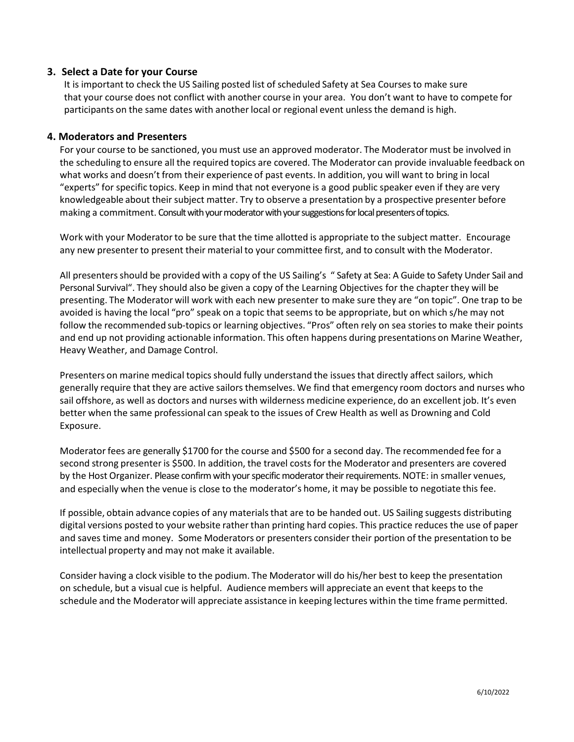### 3. Select a Date for your Course

It is important to check the US Sailing posted list of scheduled Safety at Sea Courses to make sure that your course does not conflict with another course in your area. You don't want to have to compete for participants on the same dates with another local or regional event unless the demand is high.

### 4. Moderators and Presenters

For your course to be sanctioned, you must use an approved moderator. The Moderator must be involved in the scheduling to ensure all the required topics are covered. The Moderator can provide invaluable feedback on what works and doesn't from their experience of past events. In addition, you will want to bring in local "experts" for specific topics. Keep in mind that not everyone is a good public speaker even if they are very knowledgeable about their subject matter. Try to observe a presentation by a prospective presenter before making a commitment. Consult with your moderator with your suggestions for local presenters of topics.

Work with your Moderator to be sure that the time allotted is appropriate to the subject matter. Encourage any new presenter to present their material to your committee first, and to consult with the Moderator.

All presenters should be provided with a copy of the US Sailing's " Safety at Sea: A Guide to Safety Under Sail and Personal Survival". They should also be given a copy of the Learning Objectives for the chapter they will be presenting. The Moderator will work with each new presenter to make sure they are "on topic". One trap to be avoided is having the local "pro" speak on a topic that seems to be appropriate, but on which s/he may not follow the recommended sub-topics or learning objectives. "Pros" often rely on sea stories to make their points and end up not providing actionable information. This often happens during presentations on Marine Weather, Heavy Weather, and Damage Control.

Presenters on marine medical topics should fully understand the issues that directly affect sailors, which generally require that they are active sailors themselves. We find that emergency room doctors and nurses who sail offshore, as well as doctors and nurses with wilderness medicine experience, do an excellent job. It's even better when the same professional can speak to the issues of Crew Health as well as Drowning and Cold Exposure.

Moderator fees are generally $1700 for the course and $500 for a second day. The recommended fee for a second strong presenter is $500. In addition, the travel costs for the Moderator and presenters are covered by the Host Organizer. Please confirm with your specific moderator their requirements. NOTE: in smaller venues, and especially when the venue is close to the moderator's home, it may be possible to negotiate this fee.

If possible, obtain advance copies of any materials that are to be handed out. US Sailing suggests distributing digital versions posted to your website rather than printing hard copies. This practice reduces the use of paper and saves time and money. Some Moderators or presenters consider their portion of the presentation to be intellectual property and may not make it available.

Consider having a clock visible to the podium. The Moderator will do his/her best to keep the presentation on schedule, but a visual cue is helpful. Audience members will appreciate an event that keeps to the schedule and the Moderator will appreciate assistance in keeping lectures within the time frame permitted.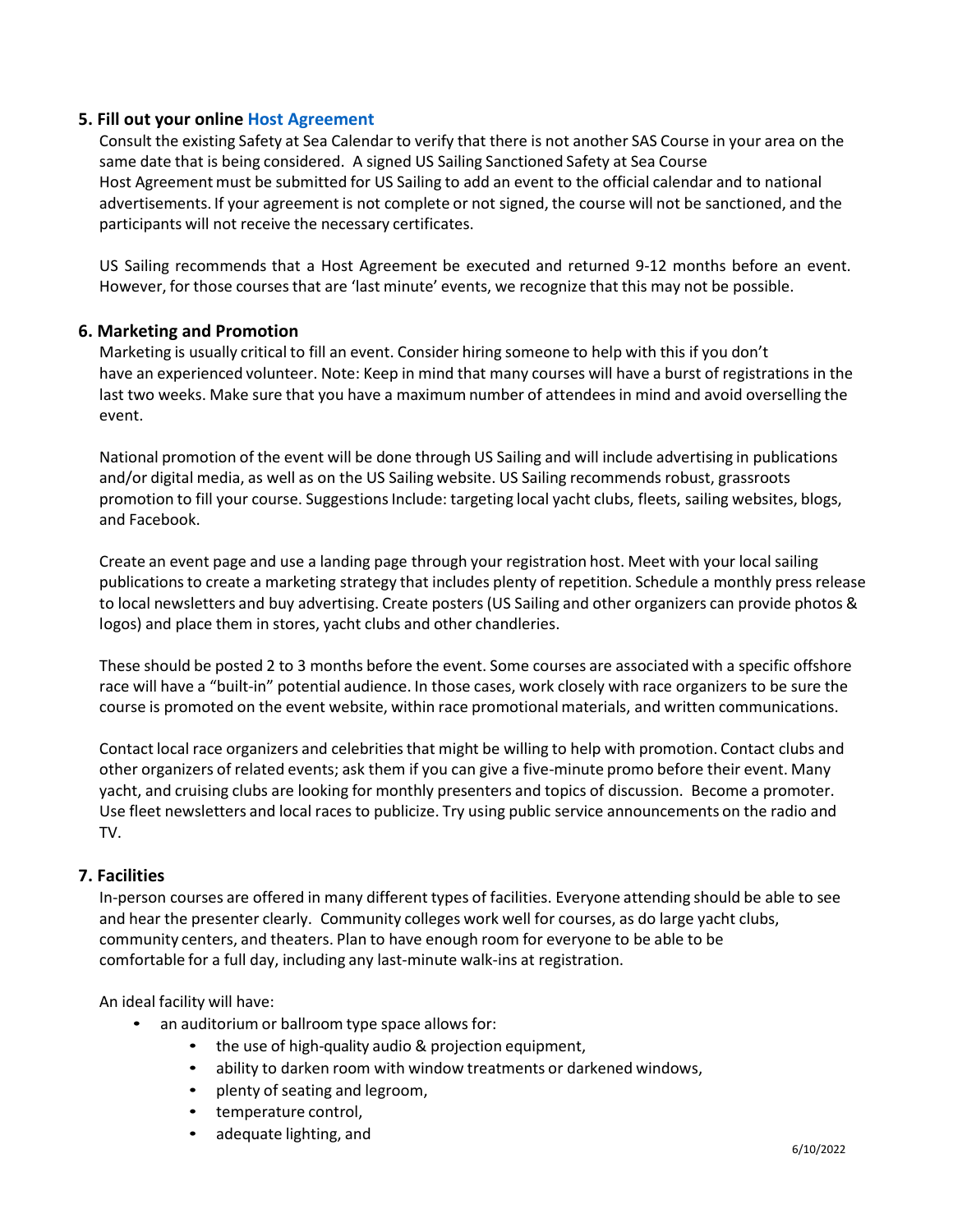### 5. Fill out your online Host Agreement

Consult the existing Safety at Sea Calendar to verify that there is not another SAS Course in your area on the same date that is being considered. A signed US Sailing Sanctioned Safety at Sea Course Host Agreement must be submitted for US Sailing to add an event to the official calendar and to national advertisements. If your agreement is not complete or not signed, the course will not be sanctioned, and the participants will not receive the necessary certificates.

US Sailing recommends that a Host Agreement be executed and returned 9-12 months before an event. However, for those courses that are 'last minute' events, we recognize that this may not be possible.

### 6. Marketing and Promotion

Marketing is usually critical to fill an event. Consider hiring someone to help with this if you don't have an experienced volunteer. Note: Keep in mind that many courses will have a burst of registrations in the last two weeks. Make sure that you have a maximum number of attendees in mind and avoid overselling the event.

National promotion of the event will be done through US Sailing and will include advertising in publications and/or digital media, as well as on the US Sailing website. US Sailing recommends robust, grassroots promotion to fill your course. Suggestions Include: targeting local yacht clubs, fleets, sailing websites, blogs, and Facebook.

Create an event page and use a landing page through your registration host. Meet with your local sailing publications to create a marketing strategy that includes plenty of repetition. Schedule a monthly press release to local newsletters and buy advertising. Create posters (US Sailing and other organizers can provide photos & logos) and place them in stores, yacht clubs and other chandleries.

These should be posted 2 to 3 months before the event. Some courses are associated with a specific offshore race will have a "built-in" potential audience. In those cases, work closely with race organizers to be sure the course is promoted on the event website, within race promotional materials, and written communications.

Contact local race organizers and celebrities that might be willing to help with promotion. Contact clubs and other organizers of related events; ask them if you can give a five-minute promo before their event. Many yacht, and cruising clubs are looking for monthly presenters and topics of discussion. Become a promoter. Use fleet newsletters and local races to publicize. Try using public service announcements on the radio and TV.

### 7. Facilities

In-person courses are offered in many different types of facilities. Everyone attending should be able to see and hear the presenter clearly. Community colleges work well for courses, as do large yacht clubs, community centers, and theaters. Plan to have enough room for everyone to be able to be comfortable for a full day, including any last-minute walk-ins at registration.

An ideal facility will have:

- an auditorium or ballroom type space allows for:
  - the use of high-quality audio & projection equipment,
  - ability to darken room with window treatments or darkened windows,
  - plenty of seating and legroom,
  - temperature control,
  - adequate lighting, and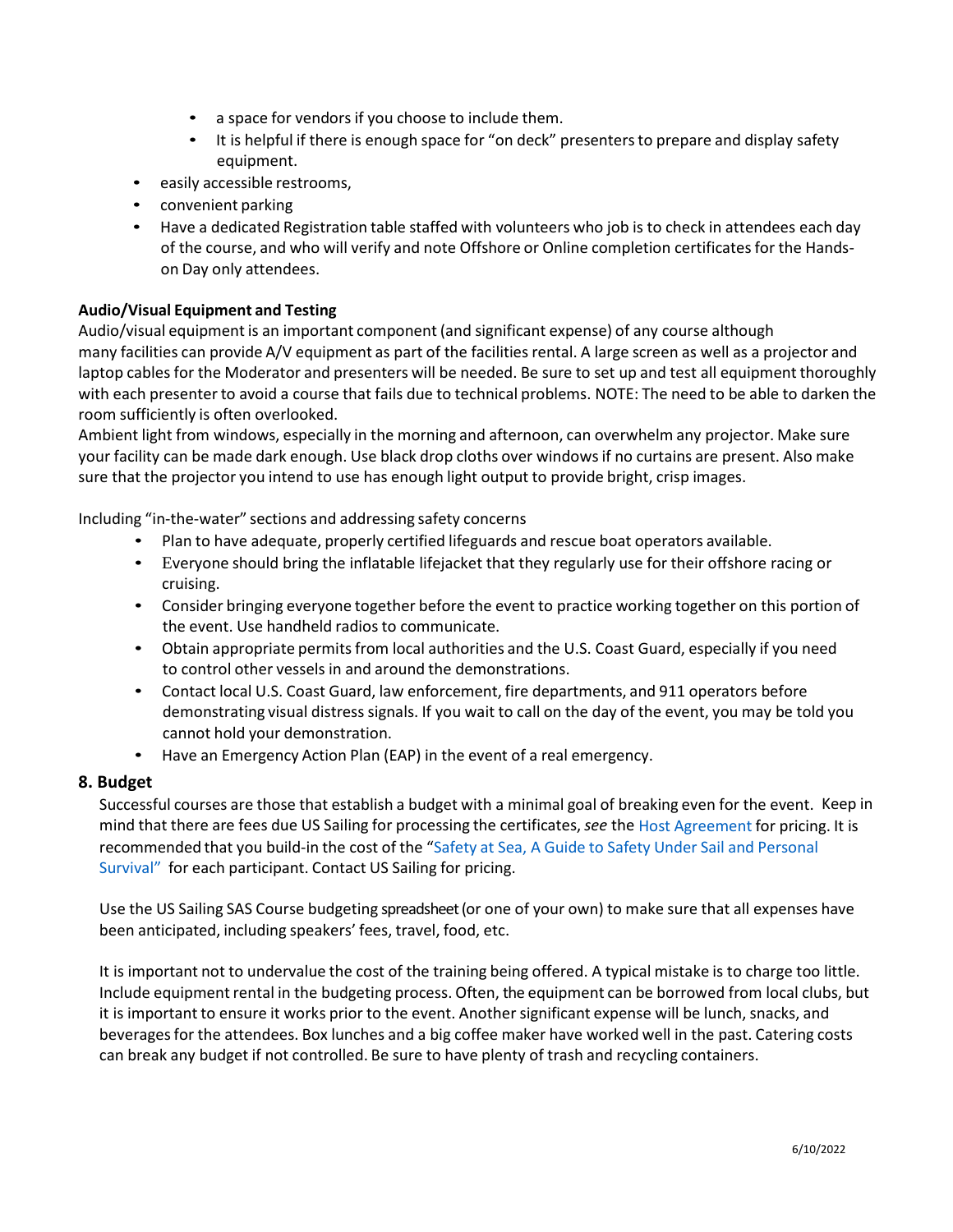- a space for vendors if you choose to include them.
- It is helpful if there is enough space for "on deck" presenters to prepare and display safety equipment.

- easily accessible restrooms,
- convenient parking
- Have a dedicated Registration table staffed with volunteers who job is to check in attendees each day of the course, and who will verify and note Offshore or Online completion certificates for the Hands-on Day only attendees.

**Audio/Visual Equipment and Testing**

Audio/visual equipment is an important component (and significant expense) of any course although many facilities can provide A/V equipment as part of the facilities rental. A large screen as well as a projector and laptop cables for the Moderator and presenters will be needed. Be sure to set up and test all equipment thoroughly with each presenter to avoid a course that fails due to technical problems. NOTE: The need to be able to darken the room sufficiently is often overlooked.

Ambient light from windows, especially in the morning and afternoon, can overwhelm any projector. Make sure your facility can be made dark enough. Use black drop cloths over windows if no curtains are present. Also make sure that the projector you intend to use has enough light output to provide bright, crisp images.

Including "in-the-water" sections and addressing safety concerns

- Plan to have adequate, properly certified lifeguards and rescue boat operators available.
- Everyone should bring the inflatable lifejacket that they regularly use for their offshore racing or cruising.
- Consider bringing everyone together before the event to practice working together on this portion of the event. Use handheld radios to communicate.
- Obtain appropriate permits from local authorities and the U.S. Coast Guard, especially if you need to control other vessels in and around the demonstrations.
- Contact local U.S. Coast Guard, law enforcement, fire departments, and 911 operators before demonstrating visual distress signals. If you wait to call on the day of the event, you may be told you cannot hold your demonstration.
- Have an Emergency Action Plan (EAP) in the event of a real emergency.

## 8. Budget

Successful courses are those that establish a budget with a minimal goal of breaking even for the event. Keep in mind that there are fees due US Sailing for processing the certificates, *see* the Host Agreement for pricing. It is recommended that you build-in the cost of the "Safety at Sea, A Guide to Safety Under Sail and Personal Survival" for each participant. Contact US Sailing for pricing.

Use the US Sailing SAS Course budgeting spreadsheet (or one of your own) to make sure that all expenses have been anticipated, including speakers' fees, travel, food, etc.

It is important not to undervalue the cost of the training being offered. A typical mistake is to charge too little. Include equipment rental in the budgeting process. Often, the equipment can be borrowed from local clubs, but it is important to ensure it works prior to the event. Another significant expense will be lunch, snacks, and beverages for the attendees. Box lunches and a big coffee maker have worked well in the past. Catering costs can break any budget if not controlled. Be sure to have plenty of trash and recycling containers.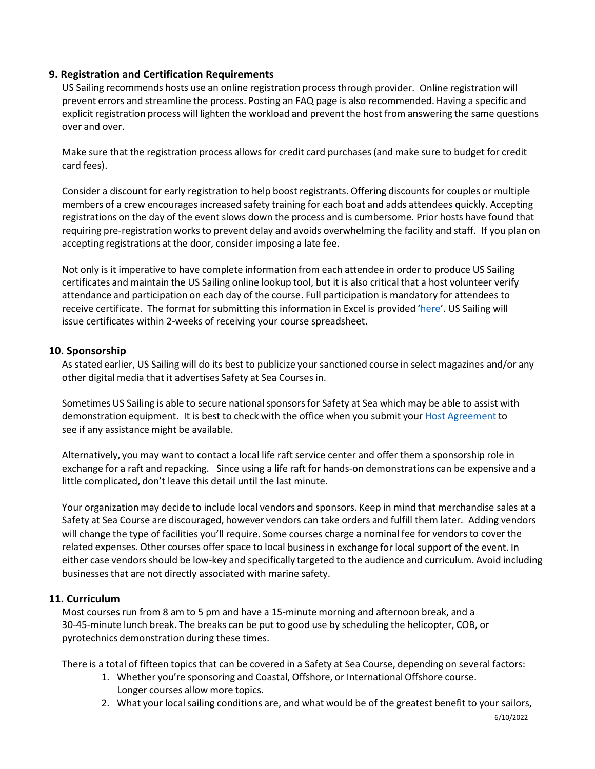## 9. Registration and Certification Requirements

US Sailing recommends hosts use an online registration process through provider. Online registration will prevent errors and streamline the process. Posting an FAQ page is also recommended. Having a specific and explicit registration process will lighten the workload and prevent the host from answering the same questions over and over.

Make sure that the registration process allows for credit card purchases (and make sure to budget for credit card fees).

Consider a discount for early registration to help boost registrants. Offering discounts for couples or multiple members of a crew encourages increased safety training for each boat and adds attendees quickly. Accepting registrations on the day of the event slows down the process and is cumbersome. Prior hosts have found that requiring pre-registration works to prevent delay and avoids overwhelming the facility and staff. If you plan on accepting registrations at the door, consider imposing a late fee.

Not only is it imperative to have complete information from each attendee in order to produce US Sailing certificates and maintain the US Sailing online lookup tool, but it is also critical that a host volunteer verify attendance and participation on each day of the course. Full participation is mandatory for attendees to receive certificate. The format for submitting this information in Excel is provided 'here'. US Sailing will issue certificates within 2-weeks of receiving your course spreadsheet.

## 10. Sponsorship

As stated earlier, US Sailing will do its best to publicize your sanctioned course in select magazines and/or any other digital media that it advertises Safety at Sea Courses in.

Sometimes US Sailing is able to secure national sponsors for Safety at Sea which may be able to assist with demonstration equipment. It is best to check with the office when you submit your Host Agreement to see if any assistance might be available.

Alternatively, you may want to contact a local life raft service center and offer them a sponsorship role in exchange for a raft and repacking. Since using a life raft for hands-on demonstrations can be expensive and a little complicated, don't leave this detail until the last minute.

Your organization may decide to include local vendors and sponsors. Keep in mind that merchandise sales at a Safety at Sea Course are discouraged, however vendors can take orders and fulfill them later. Adding vendors will change the type of facilities you'll require. Some courses charge a nominal fee for vendors to cover the related expenses. Other courses offer space to local business in exchange for local support of the event. In either case vendors should be low-key and specifically targeted to the audience and curriculum. Avoid including businesses that are not directly associated with marine safety.

## 11. Curriculum

Most courses run from 8 am to 5 pm and have a 15-minute morning and afternoon break, and a 30-45-minute lunch break. The breaks can be put to good use by scheduling the helicopter, COB, or pyrotechnics demonstration during these times.

There is a total of fifteen topics that can be covered in a Safety at Sea Course, depending on several factors:

1. Whether you're sponsoring and Coastal, Offshore, or International Offshore course. Longer courses allow more topics.
2. What your local sailing conditions are, and what would be of the greatest benefit to your sailors,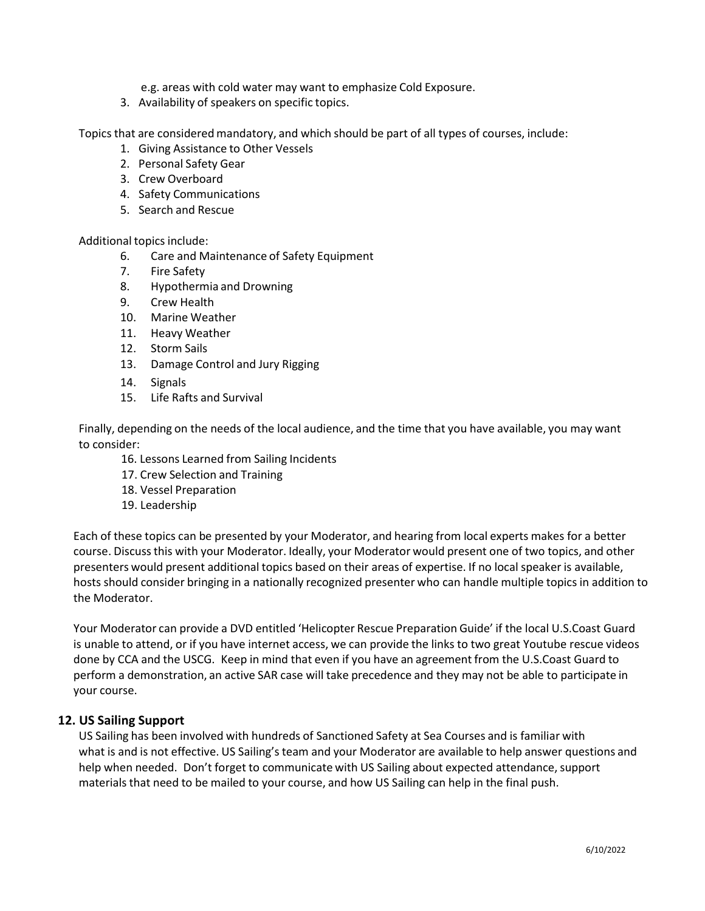e.g. areas with cold water may want to emphasize Cold Exposure.

3. Availability of speakers on specific topics.

Topics that are considered mandatory, and which should be part of all types of courses, include:

1. Giving Assistance to Other Vessels
2. Personal Safety Gear
3. Crew Overboard
4. Safety Communications
5. Search and Rescue

Additional topics include:

6. Care and Maintenance of Safety Equipment
7. Fire Safety
8. Hypothermia and Drowning
9. Crew Health
10. Marine Weather
11. Heavy Weather
12. Storm Sails
13. Damage Control and Jury Rigging
14. Signals
15. Life Rafts and Survival

Finally, depending on the needs of the local audience, and the time that you have available, you may want to consider:

16. Lessons Learned from Sailing Incidents
17. Crew Selection and Training
18. Vessel Preparation
19. Leadership

Each of these topics can be presented by your Moderator, and hearing from local experts makes for a better course. Discuss this with your Moderator. Ideally, your Moderator would present one of two topics, and other presenters would present additional topics based on their areas of expertise. If no local speaker is available, hosts should consider bringing in a nationally recognized presenter who can handle multiple topics in addition to the Moderator.

Your Moderator can provide a DVD entitled 'Helicopter Rescue Preparation Guide' if the local U.S.Coast Guard is unable to attend, or if you have internet access, we can provide the links to two great Youtube rescue videos done by CCA and the USCG. Keep in mind that even if you have an agreement from the U.S.Coast Guard to perform a demonstration, an active SAR case will take precedence and they may not be able to participate in your course.

## 12. US Sailing Support

US Sailing has been involved with hundreds of Sanctioned Safety at Sea Courses and is familiar with what is and is not effective. US Sailing's team and your Moderator are available to help answer questions and help when needed. Don't forget to communicate with US Sailing about expected attendance, support materials that need to be mailed to your course, and how US Sailing can help in the final push.

6/10/2022